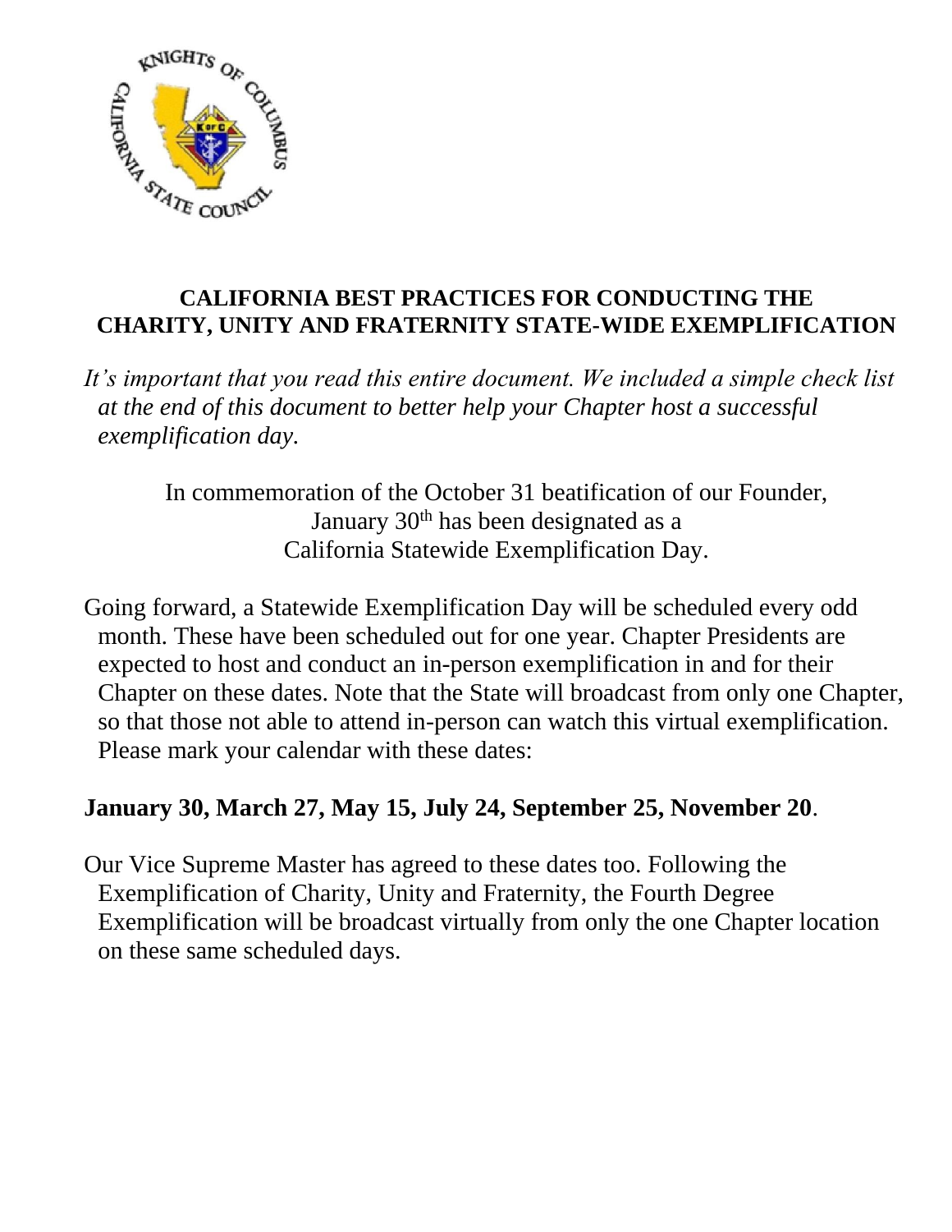## CALIFORNIA BEST PRACTICES FOR CONDUCTING THE CHARITY, UNITY AND FRATERNITY STATE-WIDE EXEMPLIFICATION

*It's important that you read this entire document. We included a simple check list at the end of this document to better help your Chapter host a successful exemplification day.*

In commemoration of the October 31 beatification of our Founder, January 30th has been designated as a California Statewide Exemplification Day.

Going forward, a Statewide Exemplification Day will be scheduled every odd month. These have been scheduled out for one year. Chapter Presidents are expected to host and conduct an in-person exemplification in and for their Chapter on these dates. Note that the State will broadcast from only one Chapter, so that those not able to attend in-person can watch this virtual exemplification. Please mark your calendar with these dates:

**January 30, March 27, May 15, July 24, September 25, November 20**.

Our Vice Supreme Master has agreed to these dates too. Following the Exemplification of Charity, Unity and Fraternity, the Fourth Degree Exemplification will be broadcast virtually from only the one Chapter location on these same scheduled days.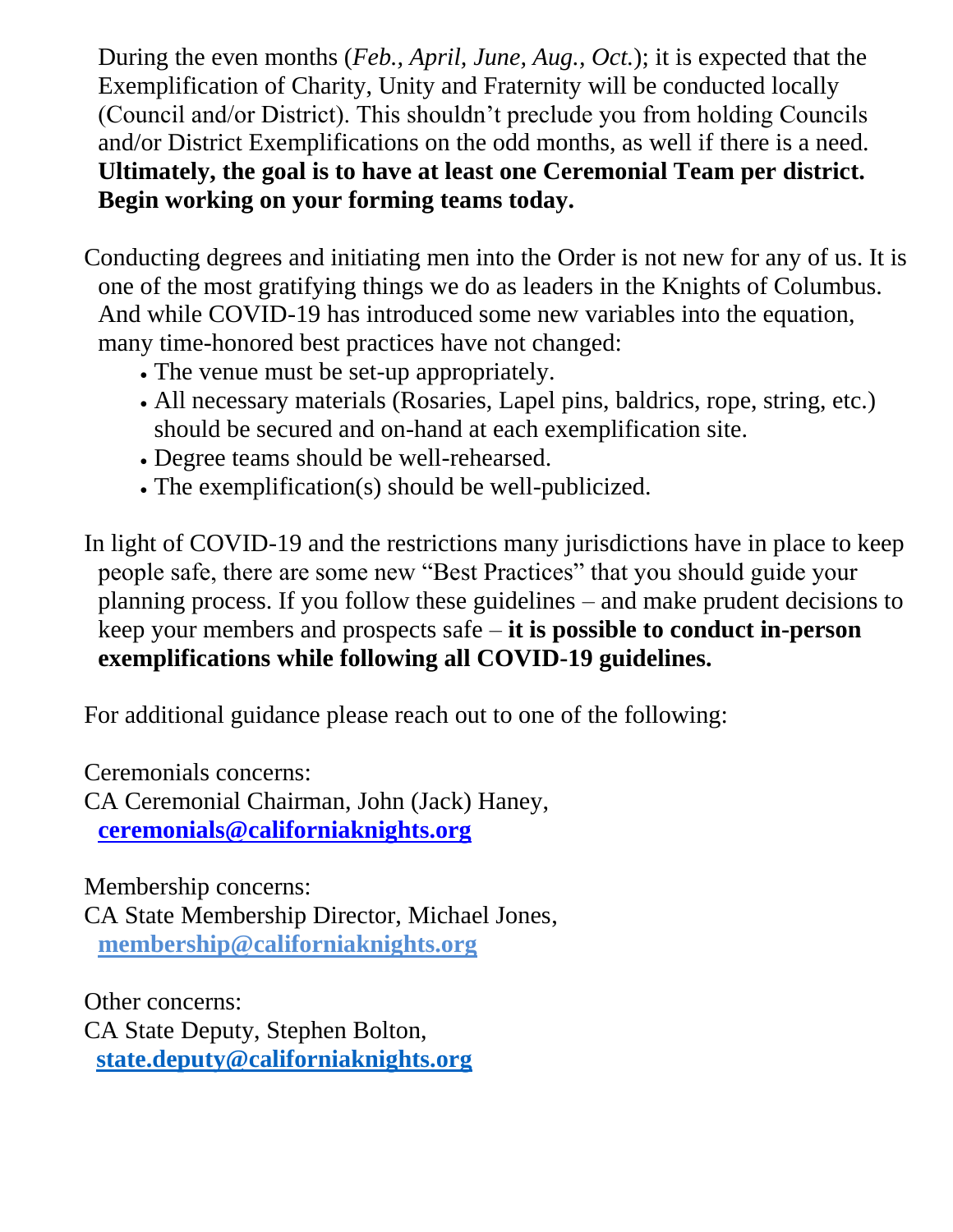During the even months (*Feb., April, June, Aug., Oct.*); it is expected that the Exemplification of Charity, Unity and Fraternity will be conducted locally (Council and/or District). This shouldn't preclude you from holding Councils and/or District Exemplifications on the odd months, as well if there is a need. **Ultimately, the goal is to have at least one Ceremonial Team per district. Begin working on your forming teams today.**

Conducting degrees and initiating men into the Order is not new for any of us. It is one of the most gratifying things we do as leaders in the Knights of Columbus. And while COVID-19 has introduced some new variables into the equation, many time-honored best practices have not changed:

- The venue must be set-up appropriately.
- All necessary materials (Rosaries, Lapel pins, baldrics, rope, string, etc.) should be secured and on-hand at each exemplification site.
- Degree teams should be well-rehearsed.
- The exemplification(s) should be well-publicized.

In light of COVID-19 and the restrictions many jurisdictions have in place to keep people safe, there are some new "Best Practices" that you should guide your planning process. If you follow these guidelines – and make prudent decisions to keep your members and prospects safe – **it is possible to conduct in-person exemplifications while following all COVID-19 guidelines.**

For additional guidance please reach out to one of the following:

Ceremonials concerns:
CA Ceremonial Chairman, John (Jack) Haney,
**ceremonials@californiaknights.org**

Membership concerns:
CA State Membership Director, Michael Jones,
**membership@californiaknights.org**

Other concerns:
CA State Deputy, Stephen Bolton,
**state.deputy@californiaknights.org**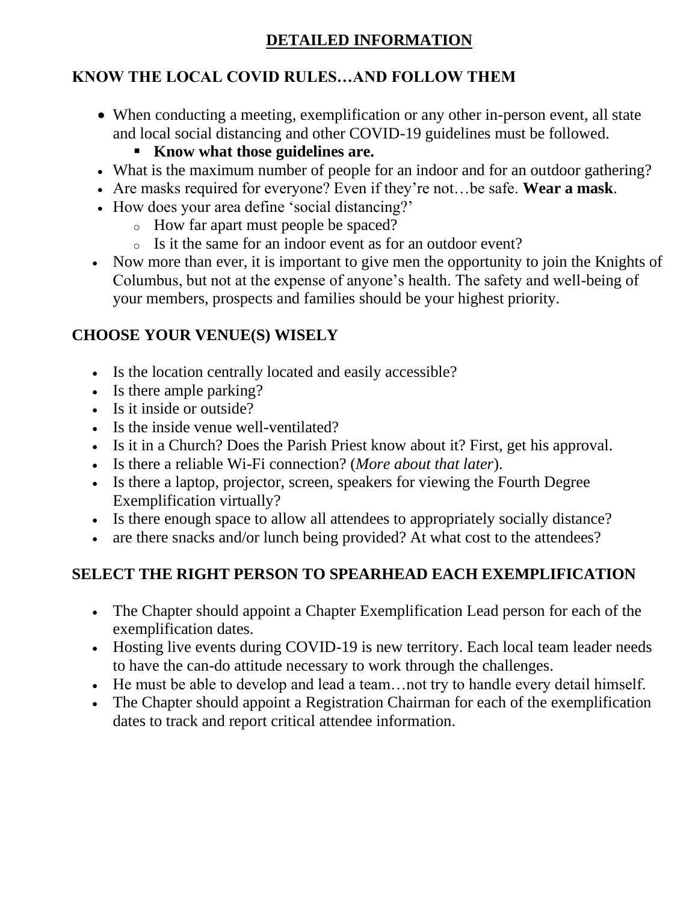# DETAILED INFORMATION

## KNOW THE LOCAL COVID RULES…AND FOLLOW THEM

- When conducting a meeting, exemplification or any other in-person event, all state and local social distancing and other COVID-19 guidelines must be followed.
  - **Know what those guidelines are.**
- What is the maximum number of people for an indoor and for an outdoor gathering?
- Are masks required for everyone? Even if they're not…be safe. **Wear a mask**.
- How does your area define 'social distancing?'
  - How far apart must people be spaced?
  - Is it the same for an indoor event as for an outdoor event?
- Now more than ever, it is important to give men the opportunity to join the Knights of Columbus, but not at the expense of anyone's health. The safety and well-being of your members, prospects and families should be your highest priority.

## CHOOSE YOUR VENUE(S) WISELY

- Is the location centrally located and easily accessible?
- Is there ample parking?
- Is it inside or outside?
- Is the inside venue well-ventilated?
- Is it in a Church? Does the Parish Priest know about it? First, get his approval.
- Is there a reliable Wi-Fi connection? (*More about that later*).
- Is there a laptop, projector, screen, speakers for viewing the Fourth Degree Exemplification virtually?
- Is there enough space to allow all attendees to appropriately socially distance?
- are there snacks and/or lunch being provided? At what cost to the attendees?

## SELECT THE RIGHT PERSON TO SPEARHEAD EACH EXEMPLIFICATION

- The Chapter should appoint a Chapter Exemplification Lead person for each of the exemplification dates.
- Hosting live events during COVID-19 is new territory. Each local team leader needs to have the can-do attitude necessary to work through the challenges.
- He must be able to develop and lead a team…not try to handle every detail himself.
- The Chapter should appoint a Registration Chairman for each of the exemplification dates to track and report critical attendee information.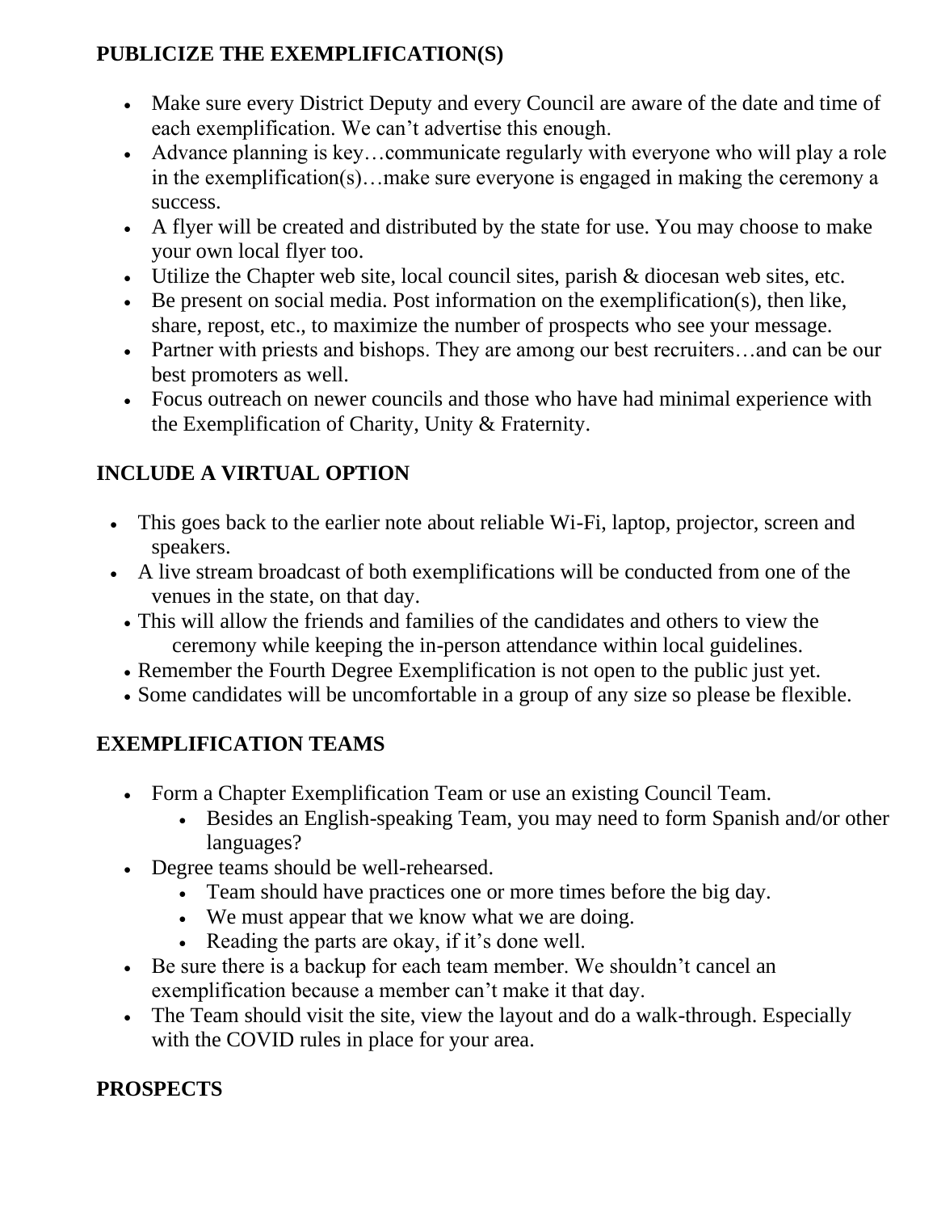## PUBLICIZE THE EXEMPLIFICATION(S)

- Make sure every District Deputy and every Council are aware of the date and time of each exemplification. We can't advertise this enough.
- Advance planning is key…communicate regularly with everyone who will play a role in the exemplification(s)…make sure everyone is engaged in making the ceremony a success.
- A flyer will be created and distributed by the state for use. You may choose to make your own local flyer too.
- Utilize the Chapter web site, local council sites, parish & diocesan web sites, etc.
- Be present on social media. Post information on the exemplification(s), then like, share, repost, etc., to maximize the number of prospects who see your message.
- Partner with priests and bishops. They are among our best recruiters…and can be our best promoters as well.
- Focus outreach on newer councils and those who have had minimal experience with the Exemplification of Charity, Unity & Fraternity.

## INCLUDE A VIRTUAL OPTION

- This goes back to the earlier note about reliable Wi-Fi, laptop, projector, screen and speakers.
- A live stream broadcast of both exemplifications will be conducted from one of the venues in the state, on that day.
- This will allow the friends and families of the candidates and others to view the ceremony while keeping the in-person attendance within local guidelines.
- Remember the Fourth Degree Exemplification is not open to the public just yet.
- Some candidates will be uncomfortable in a group of any size so please be flexible.

## EXEMPLIFICATION TEAMS

- Form a Chapter Exemplification Team or use an existing Council Team.
  - Besides an English-speaking Team, you may need to form Spanish and/or other languages?
- Degree teams should be well-rehearsed.
  - Team should have practices one or more times before the big day.
  - We must appear that we know what we are doing.
  - Reading the parts are okay, if it's done well.
- Be sure there is a backup for each team member. We shouldn't cancel an exemplification because a member can't make it that day.
- The Team should visit the site, view the layout and do a walk-through. Especially with the COVID rules in place for your area.

## PROSPECTS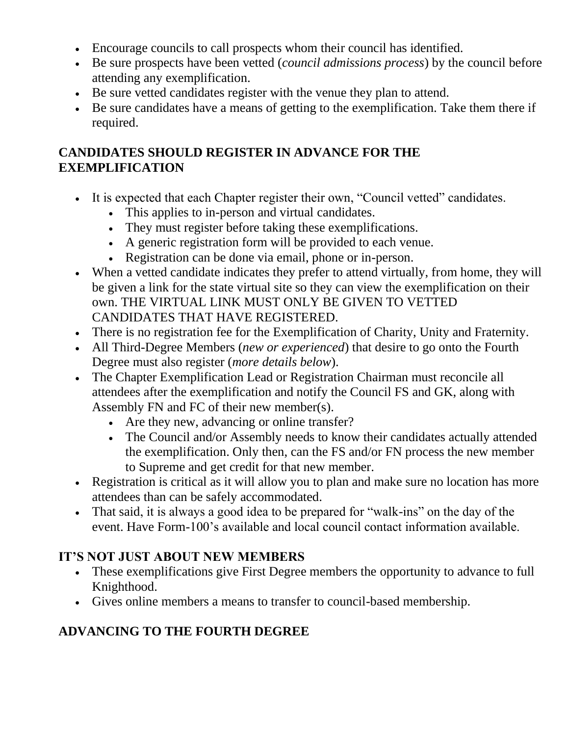- Encourage councils to call prospects whom their council has identified.
- Be sure prospects have been vetted (*council admissions process*) by the council before attending any exemplification.
- Be sure vetted candidates register with the venue they plan to attend.
- Be sure candidates have a means of getting to the exemplification. Take them there if required.

## CANDIDATES SHOULD REGISTER IN ADVANCE FOR THE EXEMPLIFICATION

- It is expected that each Chapter register their own, "Council vetted" candidates.
  - This applies to in-person and virtual candidates.
  - They must register before taking these exemplifications.
  - A generic registration form will be provided to each venue.
  - Registration can be done via email, phone or in-person.
- When a vetted candidate indicates they prefer to attend virtually, from home, they will be given a link for the state virtual site so they can view the exemplification on their own. THE VIRTUAL LINK MUST ONLY BE GIVEN TO VETTED CANDIDATES THAT HAVE REGISTERED.
- There is no registration fee for the Exemplification of Charity, Unity and Fraternity.
- All Third-Degree Members (*new or experienced*) that desire to go onto the Fourth Degree must also register (*more details below*).
- The Chapter Exemplification Lead or Registration Chairman must reconcile all attendees after the exemplification and notify the Council FS and GK, along with Assembly FN and FC of their new member(s).
  - Are they new, advancing or online transfer?
  - The Council and/or Assembly needs to know their candidates actually attended the exemplification. Only then, can the FS and/or FN process the new member to Supreme and get credit for that new member.
- Registration is critical as it will allow you to plan and make sure no location has more attendees than can be safely accommodated.
- That said, it is always a good idea to be prepared for "walk-ins" on the day of the event. Have Form-100's available and local council contact information available.

## IT'S NOT JUST ABOUT NEW MEMBERS

- These exemplifications give First Degree members the opportunity to advance to full Knighthood.
- Gives online members a means to transfer to council-based membership.

## ADVANCING TO THE FOURTH DEGREE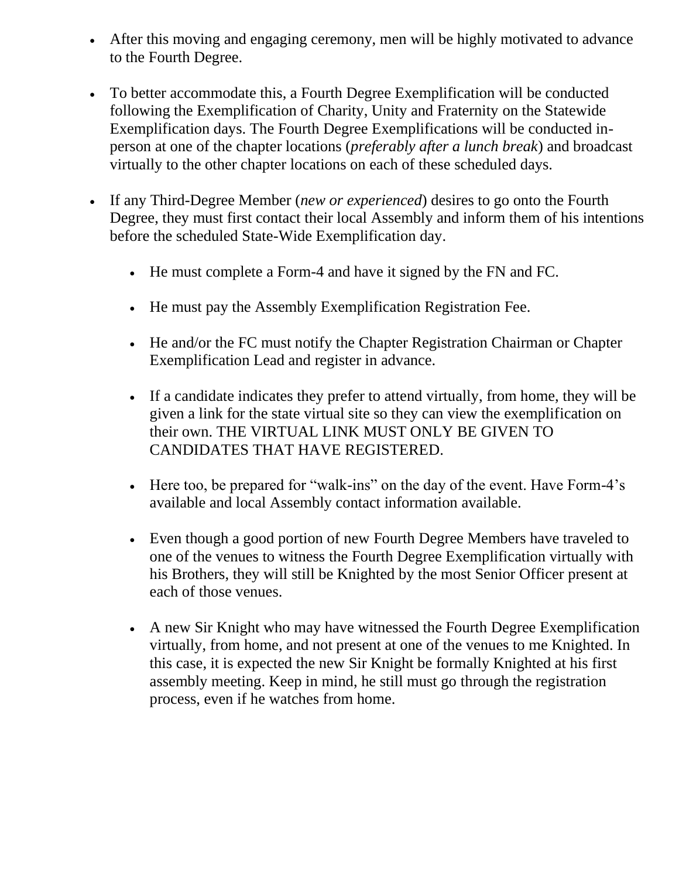- After this moving and engaging ceremony, men will be highly motivated to advance to the Fourth Degree.

- To better accommodate this, a Fourth Degree Exemplification will be conducted following the Exemplification of Charity, Unity and Fraternity on the Statewide Exemplification days. The Fourth Degree Exemplifications will be conducted in-person at one of the chapter locations (*preferably after a lunch break*) and broadcast virtually to the other chapter locations on each of these scheduled days.

- If any Third-Degree Member (*new or experienced*) desires to go onto the Fourth Degree, they must first contact their local Assembly and inform them of his intentions before the scheduled State-Wide Exemplification day.

  - He must complete a Form-4 and have it signed by the FN and FC.

  - He must pay the Assembly Exemplification Registration Fee.

  - He and/or the FC must notify the Chapter Registration Chairman or Chapter Exemplification Lead and register in advance.

  - If a candidate indicates they prefer to attend virtually, from home, they will be given a link for the state virtual site so they can view the exemplification on their own. THE VIRTUAL LINK MUST ONLY BE GIVEN TO CANDIDATES THAT HAVE REGISTERED.

  - Here too, be prepared for "walk-ins" on the day of the event. Have Form-4's available and local Assembly contact information available.

  - Even though a good portion of new Fourth Degree Members have traveled to one of the venues to witness the Fourth Degree Exemplification virtually with his Brothers, they will still be Knighted by the most Senior Officer present at each of those venues.

  - A new Sir Knight who may have witnessed the Fourth Degree Exemplification virtually, from home, and not present at one of the venues to me Knighted. In this case, it is expected the new Sir Knight be formally Knighted at his first assembly meeting. Keep in mind, he still must go through the registration process, even if he watches from home.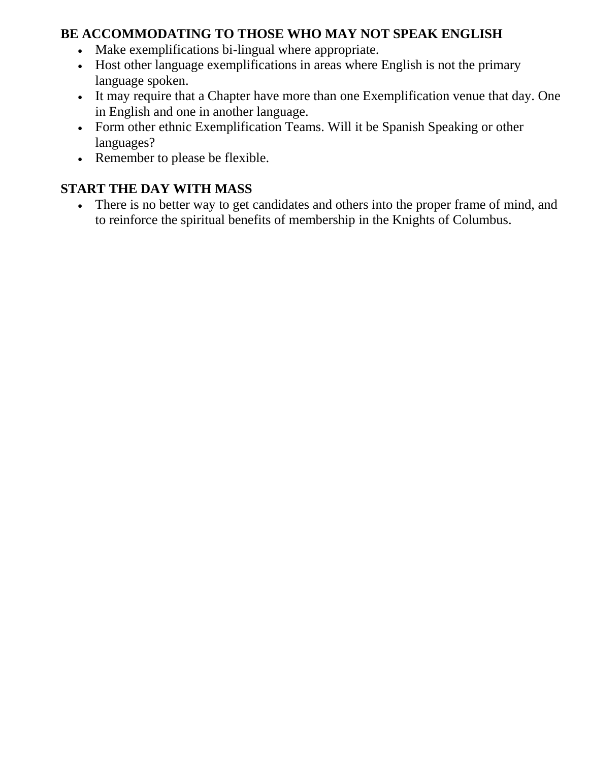**BE ACCOMMODATING TO THOSE WHO MAY NOT SPEAK ENGLISH**

- Make exemplifications bi-lingual where appropriate.
- Host other language exemplifications in areas where English is not the primary language spoken.
- It may require that a Chapter have more than one Exemplification venue that day. One in English and one in another language.
- Form other ethnic Exemplification Teams. Will it be Spanish Speaking or other languages?
- Remember to please be flexible.

**START THE DAY WITH MASS**

- There is no better way to get candidates and others into the proper frame of mind, and to reinforce the spiritual benefits of membership in the Knights of Columbus.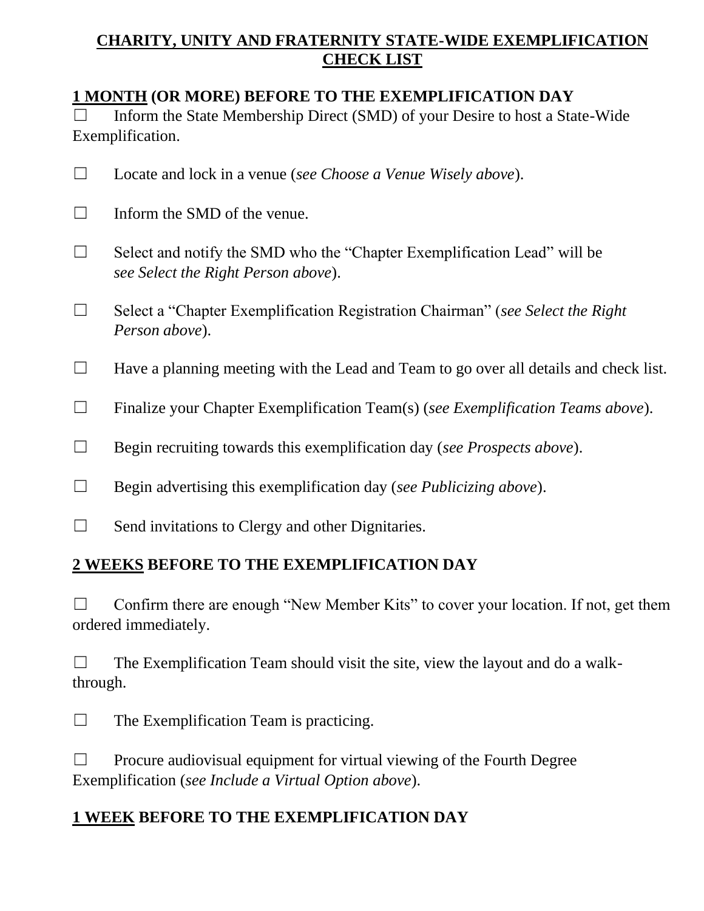## **CHARITY, UNITY AND FRATERNITY STATE-WIDE EXEMPLIFICATION CHECK LIST**

### **1 MONTH (OR MORE) BEFORE TO THE EXEMPLIFICATION DAY**

☐ Inform the State Membership Direct (SMD) of your Desire to host a State-Wide Exemplification.

☐ Locate and lock in a venue (*see Choose a Venue Wisely above*).

☐ Inform the SMD of the venue.

☐ Select and notify the SMD who the "Chapter Exemplification Lead" will be *see Select the Right Person above*).

☐ Select a "Chapter Exemplification Registration Chairman" (*see Select the Right Person above*).

☐ Have a planning meeting with the Lead and Team to go over all details and check list.

☐ Finalize your Chapter Exemplification Team(s) (*see Exemplification Teams above*).

☐ Begin recruiting towards this exemplification day (*see Prospects above*).

☐ Begin advertising this exemplification day (*see Publicizing above*).

☐ Send invitations to Clergy and other Dignitaries.

### **2 WEEKS BEFORE TO THE EXEMPLIFICATION DAY**

☐ Confirm there are enough "New Member Kits" to cover your location. If not, get them ordered immediately.

☐ The Exemplification Team should visit the site, view the layout and do a walk-through.

☐ The Exemplification Team is practicing.

☐ Procure audiovisual equipment for virtual viewing of the Fourth Degree Exemplification (*see Include a Virtual Option above*).

### **1 WEEK BEFORE TO THE EXEMPLIFICATION DAY**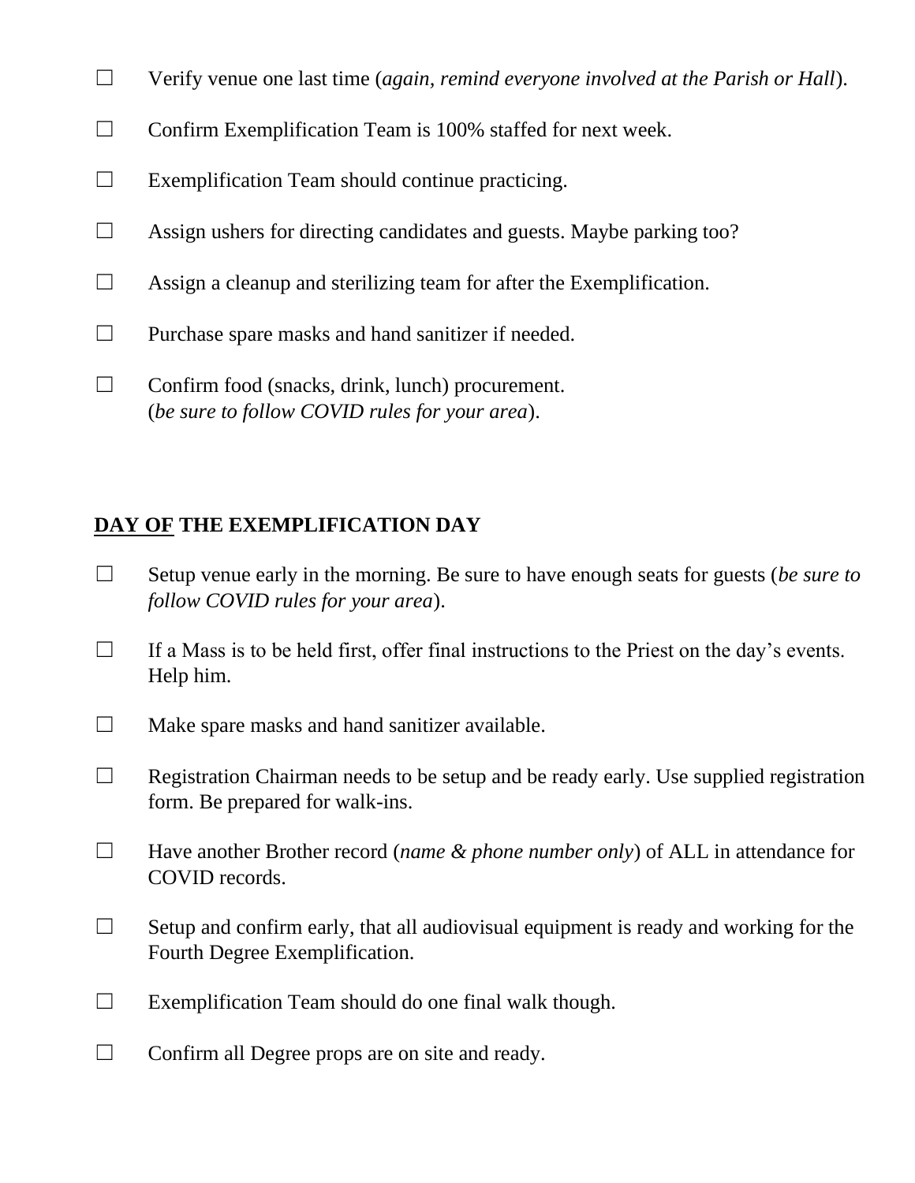☐ Verify venue one last time (*again, remind everyone involved at the Parish or Hall*).

☐ Confirm Exemplification Team is 100% staffed for next week.

☐ Exemplification Team should continue practicing.

☐ Assign ushers for directing candidates and guests. Maybe parking too?

☐ Assign a cleanup and sterilizing team for after the Exemplification.

☐ Purchase spare masks and hand sanitizer if needed.

☐ Confirm food (snacks, drink, lunch) procurement.
(*be sure to follow COVID rules for your area*).

**<u>DAY OF</u> THE EXEMPLIFICATION DAY**

☐ Setup venue early in the morning. Be sure to have enough seats for guests (*be sure to follow COVID rules for your area*).

☐ If a Mass is to be held first, offer final instructions to the Priest on the day's events. Help him.

☐ Make spare masks and hand sanitizer available.

☐ Registration Chairman needs to be setup and be ready early. Use supplied registration form. Be prepared for walk-ins.

☐ Have another Brother record (*name & phone number only*) of ALL in attendance for COVID records.

☐ Setup and confirm early, that all audiovisual equipment is ready and working for the Fourth Degree Exemplification.

☐ Exemplification Team should do one final walk though.

☐ Confirm all Degree props are on site and ready.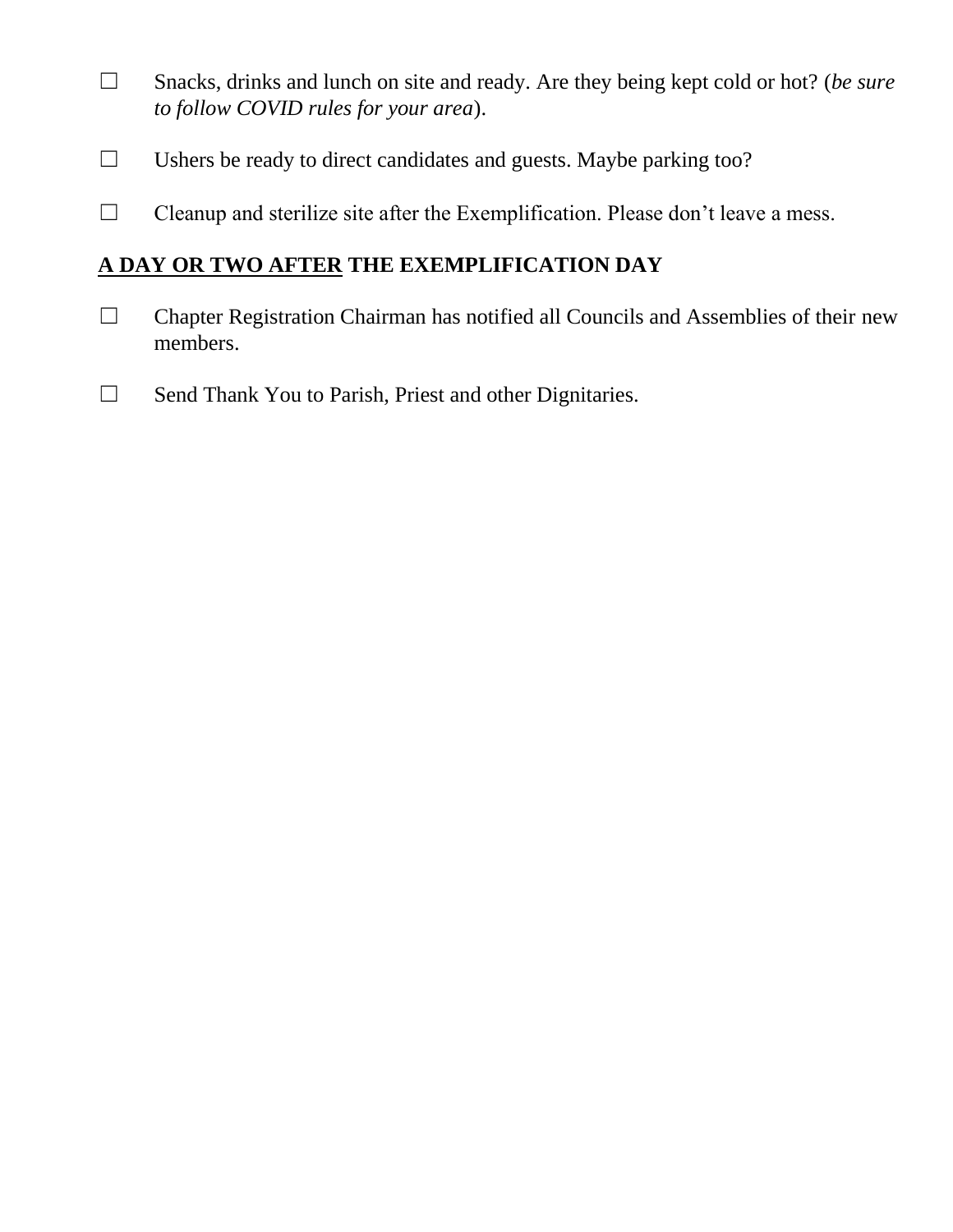☐ Snacks, drinks and lunch on site and ready. Are they being kept cold or hot? (*be sure to follow COVID rules for your area*).

☐ Ushers be ready to direct candidates and guests. Maybe parking too?

☐ Cleanup and sterilize site after the Exemplification. Please don't leave a mess.

**<u>A DAY OR TWO AFTER</u> THE EXEMPLIFICATION DAY**

☐ Chapter Registration Chairman has notified all Councils and Assemblies of their new members.

☐ Send Thank You to Parish, Priest and other Dignitaries.